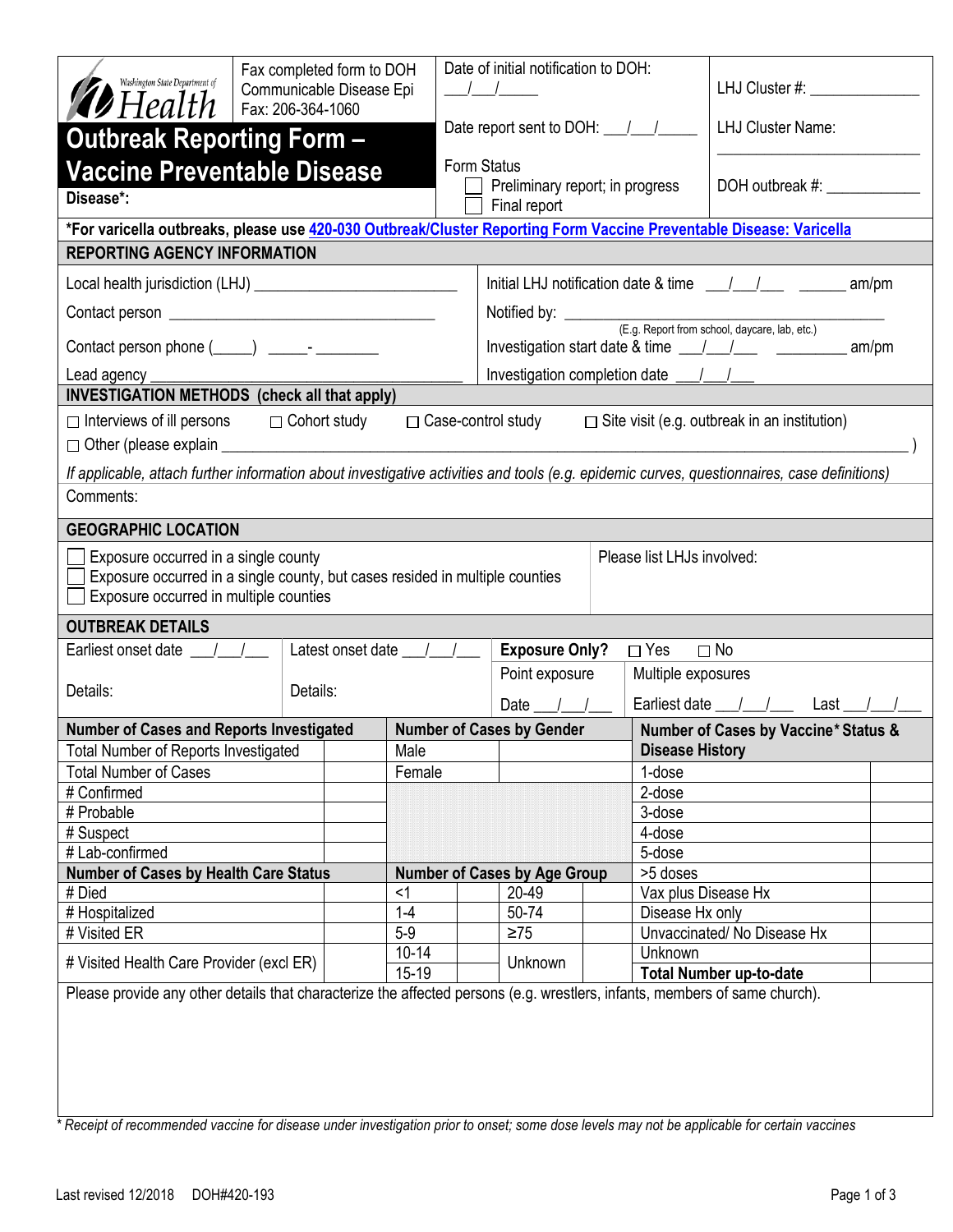Washington State Department of Health

Fax completed form to DOH Communicable Disease Epi
Fax: 206-364-1060

# Outbreak Reporting Form – Vaccine Preventable Disease

Disease*:

Date of initial notification to DOH: \_\_\_/\_\_\_/\_\_\_\_\_

Date report sent to DOH: \_\_\_/\_\_\_/\_\_\_\_\_

Form Status
☐ Preliminary report; in progress
☐ Final report

LHJ Cluster #: \_\_\_\_\_\_\_\_\_\_\_\_\_\_

LHJ Cluster Name: \_\_\_\_\_\_\_\_\_\_\_\_\_\_\_\_\_\_\_\_\_\_\_\_

DOH outbreak #: \_\_\_\_\_\_\_\_\_\_\_\_

**\*For varicella outbreaks, please use 420-030 Outbreak/Cluster Reporting Form Vaccine Preventable Disease: Varicella**

## REPORTING AGENCY INFORMATION

Local health jurisdiction (LHJ) \_\_\_\_\_\_\_\_\_\_\_\_\_\_\_\_\_\_\_\_\_\_\_\_\_

Contact person \_\_\_\_\_\_\_\_\_\_\_\_\_\_\_\_\_\_\_\_\_\_\_\_\_\_\_\_\_\_\_\_\_

Contact person phone (\_\_\_\_\_) \_\_\_\_\_- \_\_\_\_\_\_\_\_

Lead agency \_\_\_\_\_\_\_\_\_\_\_\_\_\_\_\_\_\_\_\_\_\_\_\_\_\_\_\_\_\_\_\_\_\_\_\_\_\_

Initial LHJ notification date & time \_\_\_/\_\_\_/\_\_\_ \_\_\_\_\_\_ am/pm

Notified by: \_\_\_\_\_\_\_\_\_\_\_\_\_\_\_\_\_\_\_\_\_\_\_\_\_\_\_\_\_\_\_\_\_\_\_\_\_\_\_\_
(E.g. Report from school, daycare, lab, etc.)

Investigation start date & time \_\_\_/\_\_\_/\_\_\_ \_\_\_\_\_\_\_\_\_ am/pm

Investigation completion date \_\_\_/\_\_\_/\_\_\_

## INVESTIGATION METHODS (check all that apply)

☐ Interviews of ill persons ☐ Cohort study ☐ Case-control study ☐ Site visit (e.g. outbreak in an institution)

☐ Other (please explain \_\_\_\_\_\_\_\_\_\_\_\_\_\_\_\_\_\_\_\_\_\_\_\_\_\_\_\_\_\_\_\_\_\_\_\_\_\_\_\_\_\_\_\_\_\_\_\_\_\_\_\_\_\_\_\_\_\_\_\_\_\_\_\_ )

*If applicable, attach further information about investigative activities and tools (e.g. epidemic curves, questionnaires, case definitions)*

Comments:

## GEOGRAPHIC LOCATION

☐ Exposure occurred in a single county
☐ Exposure occurred in a single county, but cases resided in multiple counties
☐ Exposure occurred in multiple counties

Please list LHJs involved:

## OUTBREAK DETAILS

Earliest onset date \_\_\_/\_\_\_/\_\_\_

Details:

Latest onset date \_\_\_/\_\_\_/\_\_\_

Details:

**Exposure Only?** ☐ Yes ☐ No

Point exposure
Date \_\_\_/\_\_\_/\_\_\_

Multiple exposures
Earliest date \_\_\_/\_\_\_/\_\_\_ Last \_\_\_/\_\_\_/\_\_\_

| **Number of Cases and Reports Investigated** | | **Number of Cases by Gender** | | | | **Number of Cases by Vaccine\* Status & Disease History** | |
|---|---|---|---|---|---|---|---|
| Total Number of Reports Investigated | | Male | | | | 1-dose | |
| Total Number of Cases | | Female | | | | 2-dose | |
| # Confirmed | | | | | | 3-dose | |
| # Probable | | | | | | 4-dose | |
| # Suspect | | | | | | 5-dose | |
| # Lab-confirmed | | | | | | >5 doses | |
| **Number of Cases by Health Care Status** | | **Number of Cases by Age Group** | | | | Vax plus Disease Hx | |
| # Died | | <1 | | 20-49 | | Disease Hx only | |
| # Hospitalized | | 1-4 | | 50-74 | | Unvaccinated/ No Disease Hx | |
| # Visited ER | | 5-9 | | ≥75 | | Unknown | |
| # Visited Health Care Provider (excl ER) | | 10-14 | | Unknown | | **Total Number up-to-date** | |
| | | 15-19 | | | | | |

Please provide any other details that characterize the affected persons (e.g. wrestlers, infants, members of same church).

*\* Receipt of recommended vaccine for disease under investigation prior to onset; some dose levels may not be applicable for certain vaccines*

Last revised 12/2018 DOH#420-193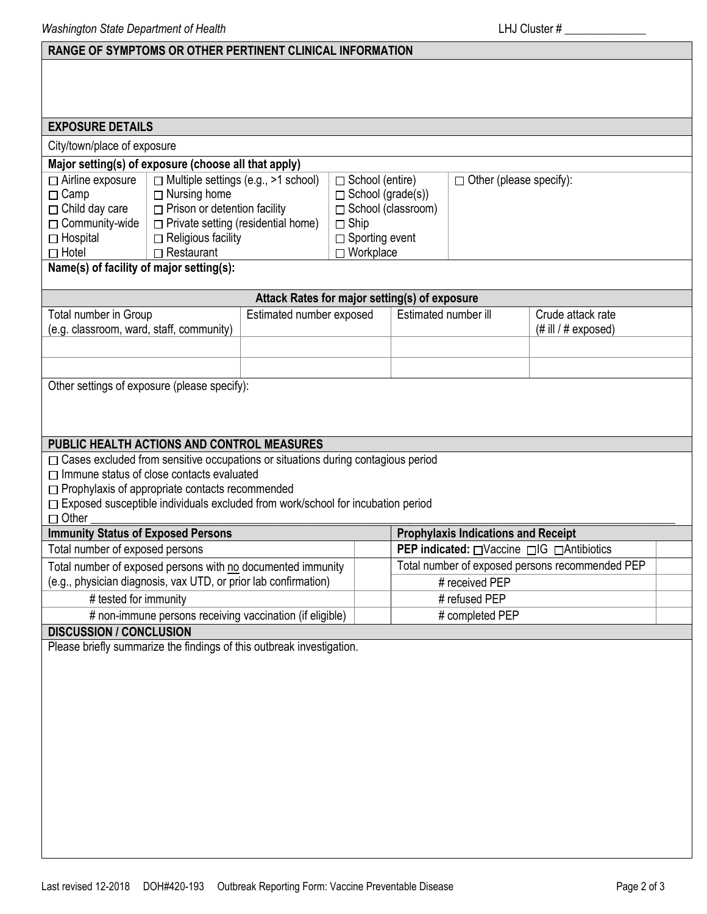LHJ Cluster # ______________

## RANGE OF SYMPTOMS OR OTHER PERTINENT CLINICAL INFORMATION

## EXPOSURE DETAILS

City/town/place of exposure

**Major setting(s) of exposure (choose all that apply)**

| | | | |
|---|---|---|---|
| ☐ Airline exposure | ☐ Multiple settings (e.g., >1 school) | ☐ School (entire) | ☐ Other (please specify): |
| ☐ Camp | ☐ Nursing home | ☐ School (grade(s)) | |
| ☐ Child day care | ☐ Prison or detention facility | ☐ School (classroom) | |
| ☐ Community-wide | ☐ Private setting (residential home) | ☐ Ship | |
| ☐ Hospital | ☐ Religious facility | ☐ Sporting event | |
| ☐ Hotel | ☐ Restaurant | ☐ Workplace | |

**Name(s) of facility of major setting(s):**

**Attack Rates for major setting(s) of exposure**

| Total number in Group (e.g. classroom, ward, staff, community) | Estimated number exposed | Estimated number ill | Crude attack rate (# ill / # exposed) |
|---|---|---|---|
| | | | |
| | | | |

Other settings of exposure (please specify):

## PUBLIC HEALTH ACTIONS AND CONTROL MEASURES

☐ Cases excluded from sensitive occupations or situations during contagious period
☐ Immune status of close contacts evaluated
☐ Prophylaxis of appropriate contacts recommended
☐ Exposed susceptible individuals excluded from work/school for incubation period
☐ Other ____________________________________________

| **Immunity Status of Exposed Persons** | | **Prophylaxis Indications and Receipt** | |
|---|---|---|---|
| Total number of exposed persons | | **PEP indicated:** ☐Vaccine ☐IG ☐Antibiotics | |
| Total number of exposed persons with <u>no</u> documented immunity (e.g., physician diagnosis, vax UTD, or prior lab confirmation) | | Total number of exposed persons recommended PEP | |
| | | # received PEP | |
| # tested for immunity | | # refused PEP | |
| # non-immune persons receiving vaccination (if eligible) | | # completed PEP | |

## DISCUSSION / CONCLUSION

Please briefly summarize the findings of this outbreak investigation.

Last revised 12-2018 DOH#420-193 Outbreak Reporting Form: Vaccine Preventable Disease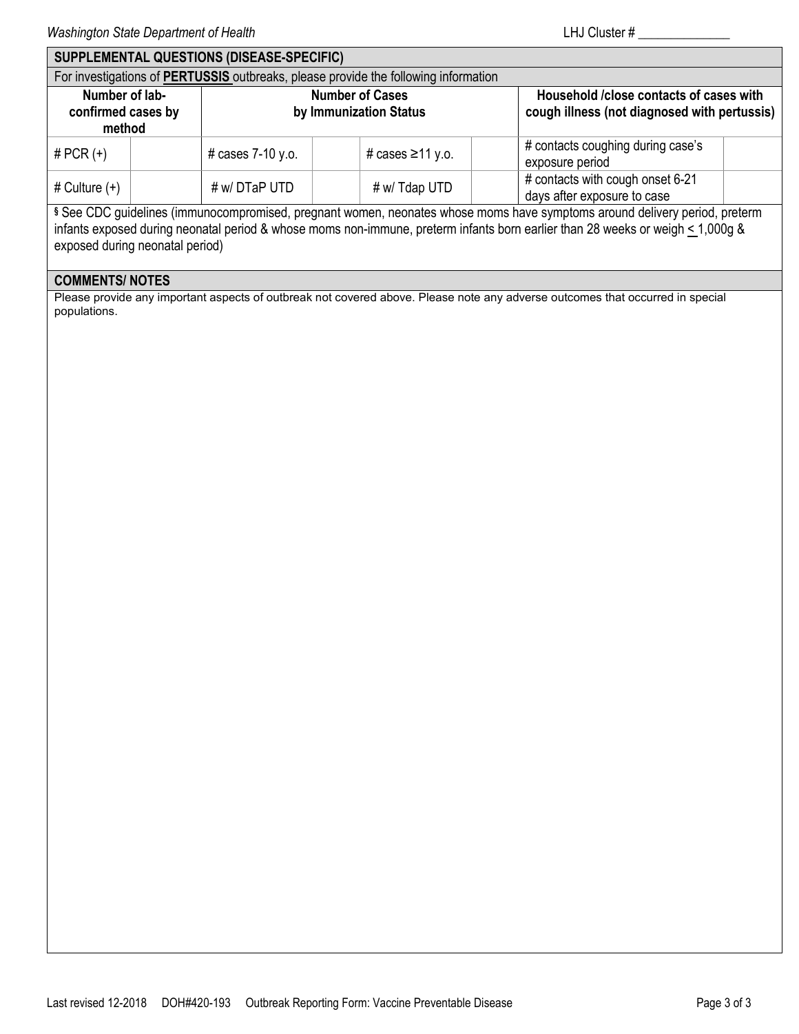## SUPPLEMENTAL QUESTIONS (DISEASE-SPECIFIC)

For investigations of **PERTUSSIS** outbreaks, please provide the following information

| Number of lab-confirmed cases by method | | Number of Cases by Immunization Status | | | | Household /close contacts of cases with cough illness (not diagnosed with pertussis) | |
|---|---|---|---|---|---|---|---|
| # PCR (+) | | # cases 7-10 y.o. | | # cases ≥11 y.o. | | # contacts coughing during case's exposure period | |
| # Culture (+) | | # w/ DTaP UTD | | # w/ Tdap UTD | | # contacts with cough onset 6-21 days after exposure to case | |

§ See CDC guidelines (immunocompromised, pregnant women, neonates whose moms have symptoms around delivery period, preterm infants exposed during neonatal period & whose moms non-immune, preterm infants born earlier than 28 weeks or weigh ≤ 1,000g & exposed during neonatal period)

## COMMENTS/ NOTES

Please provide any important aspects of outbreak not covered above. Please note any adverse outcomes that occurred in special populations.